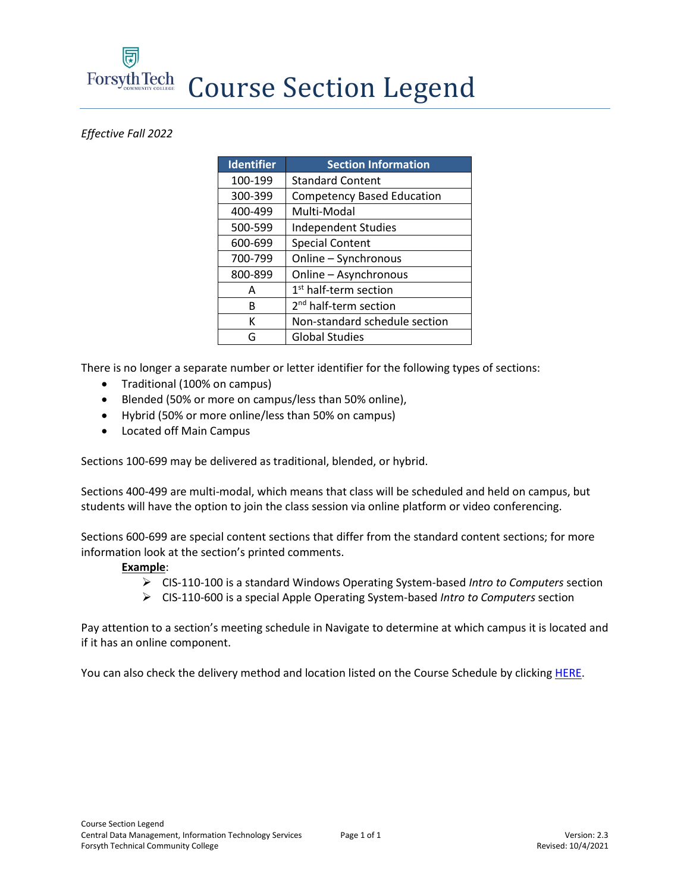# Course Section Legend

*Effective Fall 2022*

| Identifier | Section Information |
|---|---|
| 100-199 | Standard Content |
| 300-399 | Competency Based Education |
| 400-499 | Multi-Modal |
| 500-599 | Independent Studies |
| 600-699 | Special Content |
| 700-799 | Online – Synchronous |
| 800-899 | Online – Asynchronous |
| A | 1st half-term section |
| B | 2nd half-term section |
| K | Non-standard schedule section |
| G | Global Studies |

There is no longer a separate number or letter identifier for the following types of sections:

- Traditional (100% on campus)
- Blended (50% or more on campus/less than 50% online),
- Hybrid (50% or more online/less than 50% on campus)
- Located off Main Campus

Sections 100-699 may be delivered as traditional, blended, or hybrid.

Sections 400-499 are multi-modal, which means that class will be scheduled and held on campus, but students will have the option to join the class session via online platform or video conferencing.

Sections 600-699 are special content sections that differ from the standard content sections; for more information look at the section's printed comments.

**Example**:

- CIS-110-100 is a standard Windows Operating System-based *Intro to Computers* section
- CIS-110-600 is a special Apple Operating System-based *Intro to Computers* section

Pay attention to a section's meeting schedule in Navigate to determine at which campus it is located and if it has an online component.

You can also check the delivery method and location listed on the Course Schedule by clicking HERE.

Course Section Legend
Central Data Management, Information Technology Services
Forsyth Technical Community College

Version: 2.3
Revised: 10/4/2021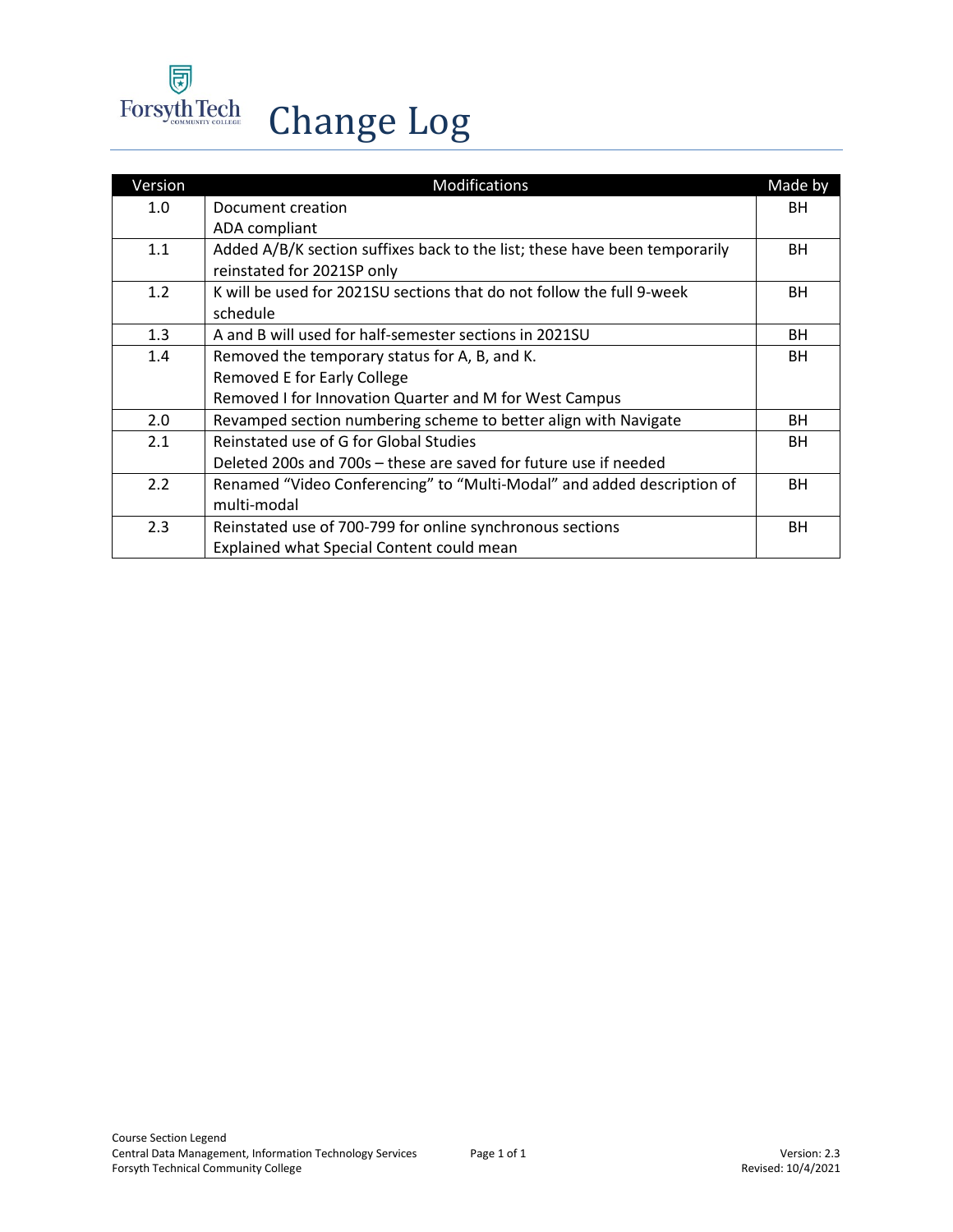# Change Log

| Version | Modifications | Made by |
|---|---|---|
| 1.0 | Document creation<br>ADA compliant | BH |
| 1.1 | Added A/B/K section suffixes back to the list; these have been temporarily reinstated for 2021SP only | BH |
| 1.2 | K will be used for 2021SU sections that do not follow the full 9-week schedule | BH |
| 1.3 | A and B will used for half-semester sections in 2021SU | BH |
| 1.4 | Removed the temporary status for A, B, and K.<br>Removed E for Early College<br>Removed I for Innovation Quarter and M for West Campus | BH |
| 2.0 | Revamped section numbering scheme to better align with Navigate | BH |
| 2.1 | Reinstated use of G for Global Studies<br>Deleted 200s and 700s – these are saved for future use if needed | BH |
| 2.2 | Renamed "Video Conferencing" to "Multi-Modal" and added description of multi-modal | BH |
| 2.3 | Reinstated use of 700-799 for online synchronous sections<br>Explained what Special Content could mean | BH |